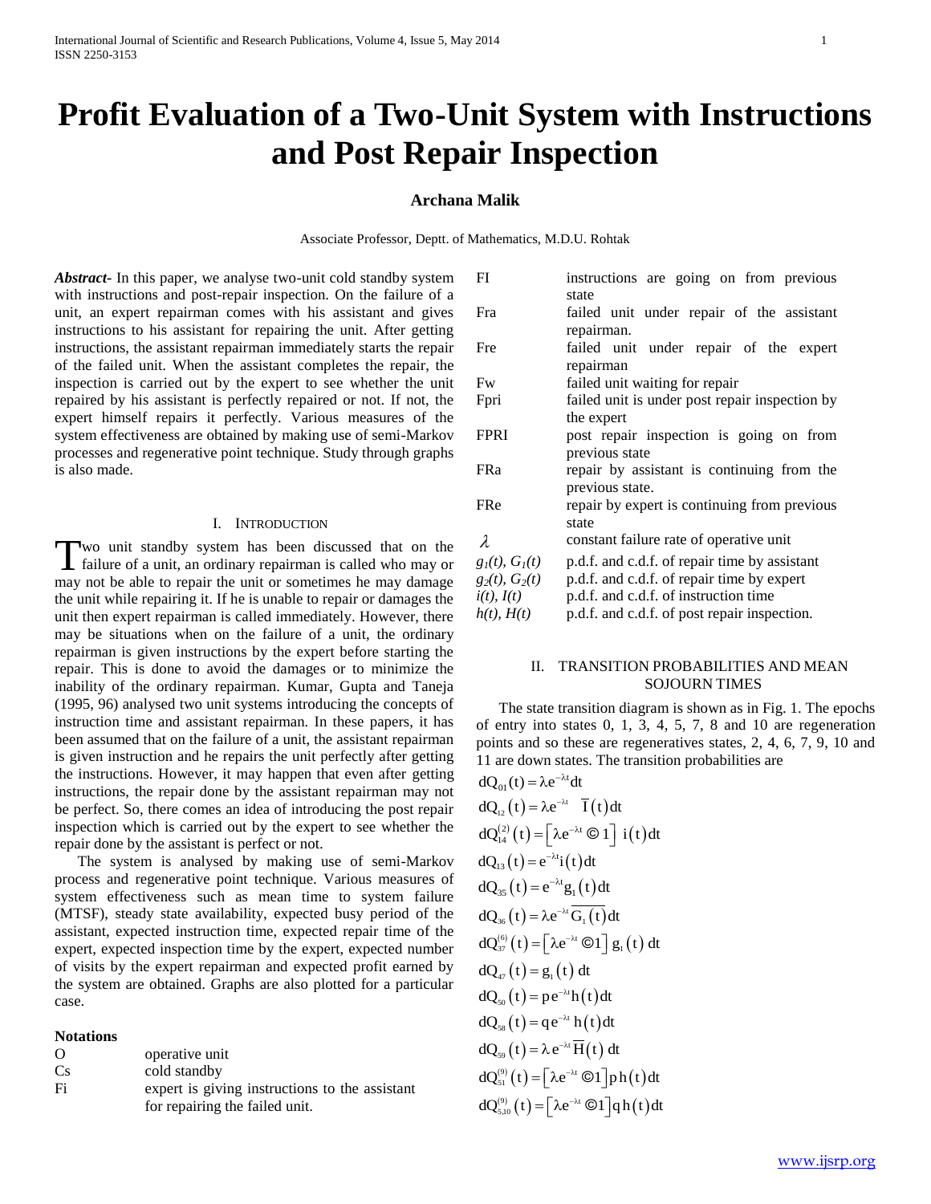# Profit Evaluation of a Two-Unit System with Instructions and Post Repair Inspection

**Archana Malik**

Associate Professor, Deptt. of Mathematics, M.D.U. Rohtak

***Abstract***- In this paper, we analyse two-unit cold standby system with instructions and post-repair inspection. On the failure of a unit, an expert repairman comes with his assistant and gives instructions to his assistant for repairing the unit. After getting instructions, the assistant repairman immediately starts the repair of the failed unit. When the assistant completes the repair, the inspection is carried out by the expert to see whether the unit repaired by his assistant is perfectly repaired or not. If not, the expert himself repairs it perfectly. Various measures of the system effectiveness are obtained by making use of semi-Markov processes and regenerative point technique. Study through graphs is also made.

## I. Introduction

Two unit standby system has been discussed that on the failure of a unit, an ordinary repairman is called who may or may not be able to repair the unit or sometimes he may damage the unit while repairing it. If he is unable to repair or damages the unit then expert repairman is called immediately. However, there may be situations when on the failure of a unit, the ordinary repairman is given instructions by the expert before starting the repair. This is done to avoid the damages or to minimize the inability of the ordinary repairman. Kumar, Gupta and Taneja (1995, 96) analysed two unit systems introducing the concepts of instruction time and assistant repairman. In these papers, it has been assumed that on the failure of a unit, the assistant repairman is given instruction and he repairs the unit perfectly after getting the instructions. However, it may happen that even after getting instructions, the repair done by the assistant repairman may not be perfect. So, there comes an idea of introducing the post repair inspection which is carried out by the expert to see whether the repair done by the assistant is perfect or not.

The system is analysed by making use of semi-Markov process and regenerative point technique. Various measures of system effectiveness such as mean time to system failure (MTSF), steady state availability, expected busy period of the assistant, expected instruction time, expected repair time of the expert, expected inspection time by the expert, expected number of visits by the expert repairman and expected profit earned by the system are obtained. Graphs are also plotted for a particular case.

**Notations**

| | |
|---|---|
| O | operative unit |
| Cs | cold standby |
| Fi | expert is giving instructions to the assistant for repairing the failed unit. |
| FI | instructions are going on from previous state |
| Fra | failed unit under repair of the assistant repairman. |
| Fre | failed unit under repair of the expert repairman |
| Fw | failed unit waiting for repair |
| Fpri | failed unit is under post repair inspection by the expert |
| FPRI | post repair inspection is going on from previous state |
| FRa | repair by assistant is continuing from the previous state. |
| FRe | repair by expert is continuing from previous state |
| $\lambda$ | constant failure rate of operative unit |
| $g_1(t)$, $G_1(t)$ | p.d.f. and c.d.f. of repair time by assistant |
| $g_2(t)$, $G_2(t)$ | p.d.f. and c.d.f. of repair time by expert |
| $i(t)$, $I(t)$ | p.d.f. and c.d.f. of instruction time |
| $h(t)$, $H(t)$ | p.d.f. and c.d.f. of post repair inspection. |

## II. Transition Probabilities and Mean Sojourn Times

The state transition diagram is shown as in Fig. 1. The epochs of entry into states 0, 1, 3, 4, 5, 7, 8 and 10 are regeneration points and so these are regeneratives states, 2, 4, 6, 7, 9, 10 and 11 are down states. The transition probabilities are

$$dQ_{01}(t) = \lambda e^{-\lambda t} dt$$

$$dQ_{12}(t) = \lambda e^{-\lambda t} \; \overline{I}(t) dt$$

$$dQ_{14}^{(2)}(t) = \left[\lambda e^{-\lambda t} © 1\right] \; i(t) dt$$

$$dQ_{13}(t) = e^{-\lambda t} i(t) dt$$

$$dQ_{35}(t) = e^{-\lambda t} g_1(t) dt$$

$$dQ_{36}(t) = \lambda e^{-\lambda t} \overline{G_1(t)} dt$$

$$dQ_{37}^{(6)}(t) = \left[\lambda e^{-\lambda t} ©1\right] g_1(t) \; dt$$

$$dQ_{47}(t) = g_1(t) \; dt$$

$$dQ_{50}(t) = p e^{-\lambda t} h(t) dt$$

$$dQ_{58}(t) = q e^{-\lambda t} \; h(t) dt$$

$$dQ_{59}(t) = \lambda \, e^{-\lambda t} \overline{H}(t) \; dt$$

$$dQ_{51}^{(9)}(t) = \left[\lambda e^{-\lambda t} ©1\right] p \, h(t) dt$$

$$dQ_{5,10}^{(9)}(t) = \left[\lambda e^{-\lambda t} ©1\right] q \, h(t) dt$$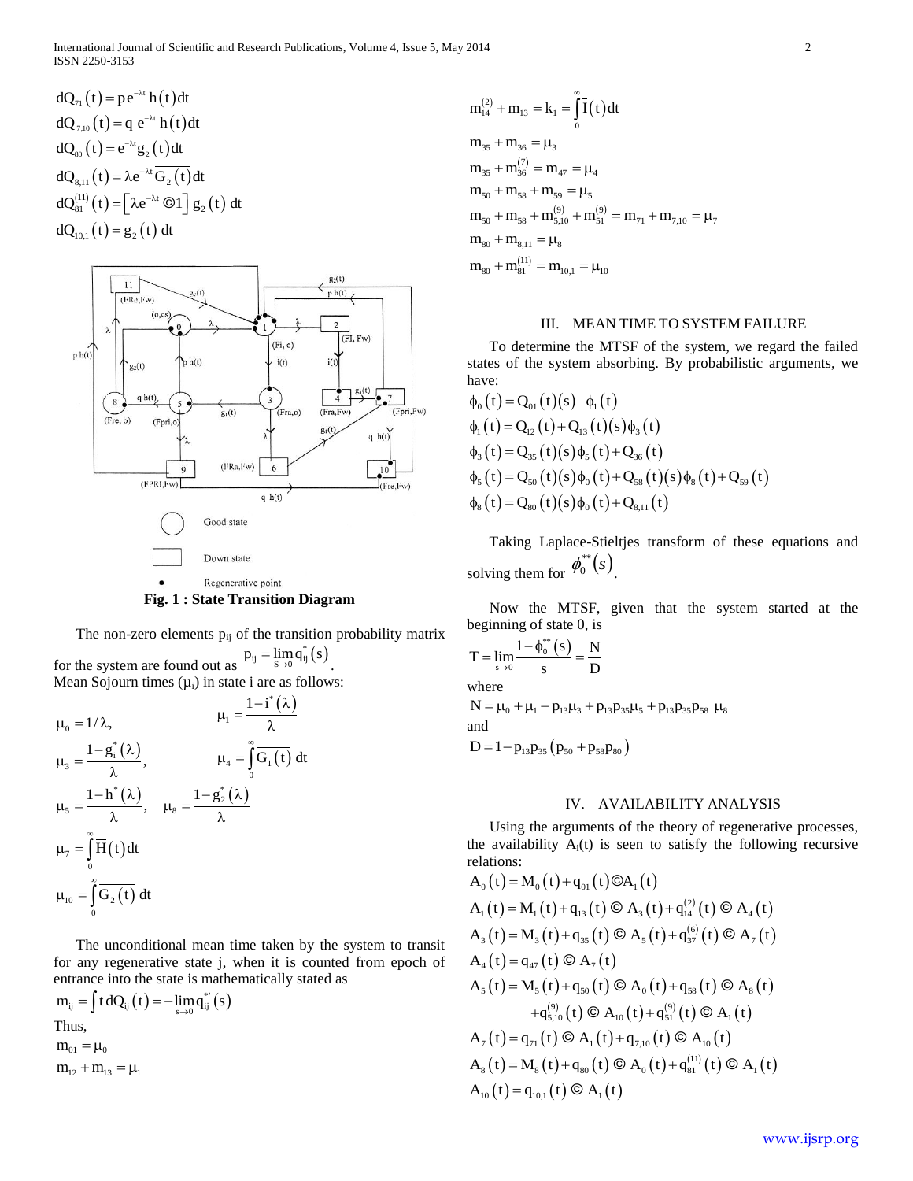$$dQ_{71}(t) = p\,e^{-\lambda t}\,h(t)dt$$

$$dQ_{7,10}(t) = q\;e^{-\lambda t}\,h(t)dt$$

$$dQ_{80}(t) = e^{-\lambda t}g_2(t)dt$$

$$dQ_{8,11}(t) = \lambda e^{-\lambda t}\overline{G_2(t)}dt$$

$$dQ_{81}^{(11)}(t) = \left[\lambda e^{-\lambda t} © 1\right]g_2(t)\,dt$$

$$dQ_{10,1}(t) = g_2(t)\,dt$$

**Fig. 1 : State Transition Diagram**

The non-zero elements $p_{ij}$ of the transition probability matrix for the system are found out as $p_{ij} = \lim_{s\to 0} q_{ij}^{*}(s)$.

Mean Sojourn times ($\mu_i$) in state i are as follows:

$$\mu_0 = 1/\lambda, \qquad \mu_1 = \frac{1-i^{*}(\lambda)}{\lambda}$$

$$\mu_3 = \frac{1-g_i^{*}(\lambda)}{\lambda}, \qquad \mu_4 = \int_0^{\infty}\overline{G_1(t)}\,dt$$

$$\mu_5 = \frac{1-h^{*}(\lambda)}{\lambda}, \quad \mu_8 = \frac{1-g_2^{*}(\lambda)}{\lambda}$$

$$\mu_7 = \int_0^{\infty}\overline{H}(t)dt$$

$$\mu_{10} = \int_0^{\infty}\overline{G_2(t)}\,dt$$

The unconditional mean time taken by the system to transit for any regenerative state j, when it is counted from epoch of entrance into the state is mathematically stated as

$$m_{ij} = \int t\,dQ_{ij}(t) = -\lim_{s\to 0} q_{ij}^{*'}(s)$$

Thus,

$$m_{01} = \mu_0$$

$$m_{12} + m_{13} = \mu_1$$

$$m_{14}^{(2)} + m_{13} = k_1 = \int_0^{\infty}\overline{I}(t)dt$$

$$m_{35} + m_{36} = \mu_3$$

$$m_{35} + m_{36}^{(7)} = m_{47} = \mu_4$$

$$m_{50} + m_{58} + m_{59} = \mu_5$$

$$m_{50} + m_{58} + m_{5,10}^{(9)} + m_{51}^{(9)} = m_{71} + m_{7,10} = \mu_7$$

$$m_{80} + m_{8,11} = \mu_8$$

$$m_{80} + m_{81}^{(11)} = m_{10,1} = \mu_{10}$$

## III. MEAN TIME TO SYSTEM FAILURE

To determine the MTSF of the system, we regard the failed states of the system absorbing. By probabilistic arguments, we have:

$$\phi_0(t) = Q_{01}(t)(s)\;\;\phi_1(t)$$

$$\phi_1(t) = Q_{12}(t) + Q_{13}(t)(s)\phi_3(t)$$

$$\phi_3(t) = Q_{35}(t)(s)\phi_5(t) + Q_{36}(t)$$

$$\phi_5(t) = Q_{50}(t)(s)\phi_0(t) + Q_{58}(t)(s)\phi_8(t) + Q_{59}(t)$$

$$\phi_8(t) = Q_{80}(t)(s)\phi_0(t) + Q_{8,11}(t)$$

Taking Laplace-Stieltjes transform of these equations and solving them for $\phi_0^{**}(s)$.

Now the MTSF, given that the system started at the beginning of state 0, is

$$T = \lim_{s\to 0}\frac{1-\phi_0^{**}(s)}{s} = \frac{N}{D}$$

where

$$N = \mu_0 + \mu_1 + p_{13}\mu_3 + p_{13}p_{35}\mu_5 + p_{13}p_{35}p_{58}\;\mu_8$$

and

$$D = 1 - p_{13}p_{35}\left(p_{50} + p_{58}p_{80}\right)$$

## IV. AVAILABILITY ANALYSIS

Using the arguments of the theory of regenerative processes, the availability $A_i(t)$ is seen to satisfy the following recursive relations:

$$A_0(t) = M_0(t) + q_{01}(t)©A_1(t)$$

$$A_1(t) = M_1(t) + q_{13}(t) © A_3(t) + q_{14}^{(2)}(t) © A_4(t)$$

$$A_3(t) = M_3(t) + q_{35}(t) © A_5(t) + q_{37}^{(6)}(t) © A_7(t)$$

$$A_4(t) = q_{47}(t) © A_7(t)$$

$$A_5(t) = M_5(t) + q_{50}(t) © A_0(t) + q_{58}(t) © A_8(t) + q_{5,10}^{(9)}(t) © A_{10}(t) + q_{51}^{(9)}(t) © A_1(t)$$

$$A_7(t) = q_{71}(t) © A_1(t) + q_{7,10}(t) © A_{10}(t)$$

$$A_8(t) = M_8(t) + q_{80}(t) © A_0(t) + q_{81}^{(11)}(t) © A_1(t)$$

$$A_{10}(t) = q_{10,1}(t) © A_1(t)$$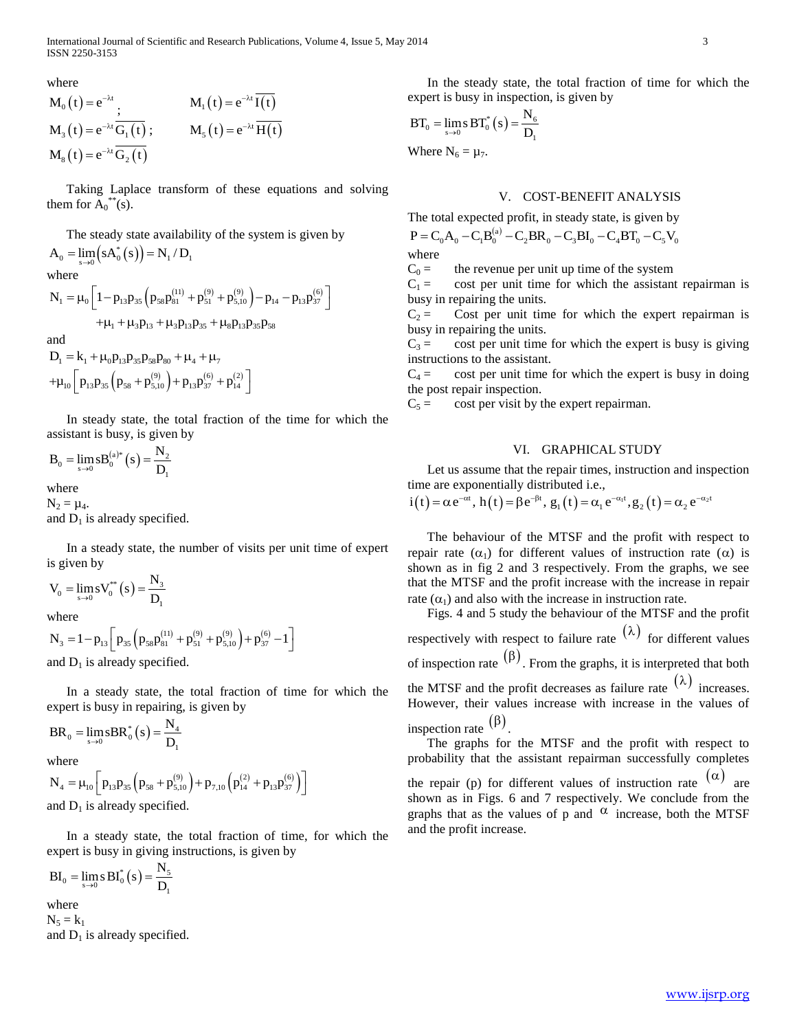where

$M_0(t) = e^{-\lambda t}$; $\quad M_1(t) = e^{-\lambda t}\overline{I(t)}$

$M_3(t) = e^{-\lambda t}\overline{G_1(t)}$; $\quad M_5(t) = e^{-\lambda t}\overline{H(t)}$

$M_8(t) = e^{-\lambda t}\overline{G_2(t)}$

Taking Laplace transform of these equations and solving them for $A_0^{**}(s)$.

The steady state availability of the system is given by

$$A_0 = \lim_{s\to 0}\left(sA_0^{*}(s)\right) = N_1 / D_1$$

where

$$N_1 = \mu_0\left[1 - p_{13}p_{35}\left(p_{58}p_{81}^{(11)} + p_{51}^{(9)} + p_{5,10}^{(9)}\right) - p_{14} - p_{13}p_{37}^{(6)}\right] + \mu_1 + \mu_3 p_{13} + \mu_3 p_{13}p_{35} + \mu_8 p_{13}p_{35}p_{58}$$

and

$$D_1 = k_1 + \mu_0 p_{13}p_{35}p_{58}p_{80} + \mu_4 + \mu_7 + \mu_{10}\left[p_{13}p_{35}\left(p_{58} + p_{5,10}^{(9)}\right) + p_{13}p_{37}^{(6)} + p_{14}^{(2)}\right]$$

In steady state, the total fraction of the time for which the assistant is busy, is given by

$$B_0 = \lim_{s\to 0} sB_0^{(a)*}(s) = \frac{N_2}{D_1}$$

where

$N_2 = \mu_4$.

and $D_1$ is already specified.

In a steady state, the number of visits per unit time of expert is given by

$$V_0 = \lim_{s\to 0} sV_0^{**}(s) = \frac{N_3}{D_1}$$

where

$$N_3 = 1 - p_{13}\left[p_{35}\left(p_{58}p_{81}^{(11)} + p_{51}^{(9)} + p_{5,10}^{(9)}\right) + p_{37}^{(6)} - 1\right]$$

and $D_1$ is already specified.

In a steady state, the total fraction of time for which the expert is busy in repairing, is given by

$$BR_0 = \lim_{s\to 0} sBR_0^{*}(s) = \frac{N_4}{D_1}$$

where

$$N_4 = \mu_{10}\left[p_{13}p_{35}\left(p_{58} + p_{5,10}^{(9)}\right) + p_{7,10}\left(p_{14}^{(2)} + p_{13}p_{37}^{(6)}\right)\right]$$

and $D_1$ is already specified.

In a steady state, the total fraction of time, for which the expert is busy in giving instructions, is given by

$$BI_0 = \lim_{s\to 0} s\,BI_0^{*}(s) = \frac{N_5}{D_1}$$

where

$N_5 = k_1$

and $D_1$ is already specified.

In the steady state, the total fraction of time for which the expert is busy in inspection, is given by

$$BT_0 = \lim_{s\to 0} s\,BT_0^{*}(s) = \frac{N_6}{D_1}$$

Where $N_6 = \mu_7$.

## V. COST-BENEFIT ANALYSIS

The total expected profit, in steady state, is given by

$$P = C_0 A_0 - C_1 B_0^{(a)} - C_2 BR_0 - C_3 BI_0 - C_4 BT_0 - C_5 V_0$$

where

$C_0 =$ the revenue per unit up time of the system

$C_1 =$ cost per unit time for which the assistant repairman is busy in repairing the units.

$C_2 =$ Cost per unit time for which the expert repairman is busy in repairing the units.

$C_3 =$ cost per unit time for which the expert is busy is giving instructions to the assistant.

$C_4 =$ cost per unit time for which the expert is busy in doing the post repair inspection.

$C_5 =$ cost per visit by the expert repairman.

## VI. GRAPHICAL STUDY

Let us assume that the repair times, instruction and inspection time are exponentially distributed i.e.,

$$i(t) = \alpha e^{-\alpha t},\ h(t) = \beta e^{-\beta t},\ g_1(t) = \alpha_1 e^{-\alpha_1 t},\ g_2(t) = \alpha_2 e^{-\alpha_2 t}$$

The behaviour of the MTSF and the profit with respect to repair rate ($\alpha_1$) for different values of instruction rate ($\alpha$) is shown as in fig 2 and 3 respectively. From the graphs, we see that the MTSF and the profit increase with the increase in repair rate ($\alpha_1$) and also with the increase in instruction rate.

Figs. 4 and 5 study the behaviour of the MTSF and the profit respectively with respect to failure rate $(\lambda)$ for different values of inspection rate $(\beta)$. From the graphs, it is interpreted that both the MTSF and the profit decreases as failure rate $(\lambda)$ increases. However, their values increase with increase in the values of inspection rate $(\beta)$.

The graphs for the MTSF and the profit with respect to probability that the assistant repairman successfully completes the repair (p) for different values of instruction rate $(\alpha)$ are shown as in Figs. 6 and 7 respectively. We conclude from the graphs that as the values of p and $\alpha$ increase, both the MTSF and the profit increase.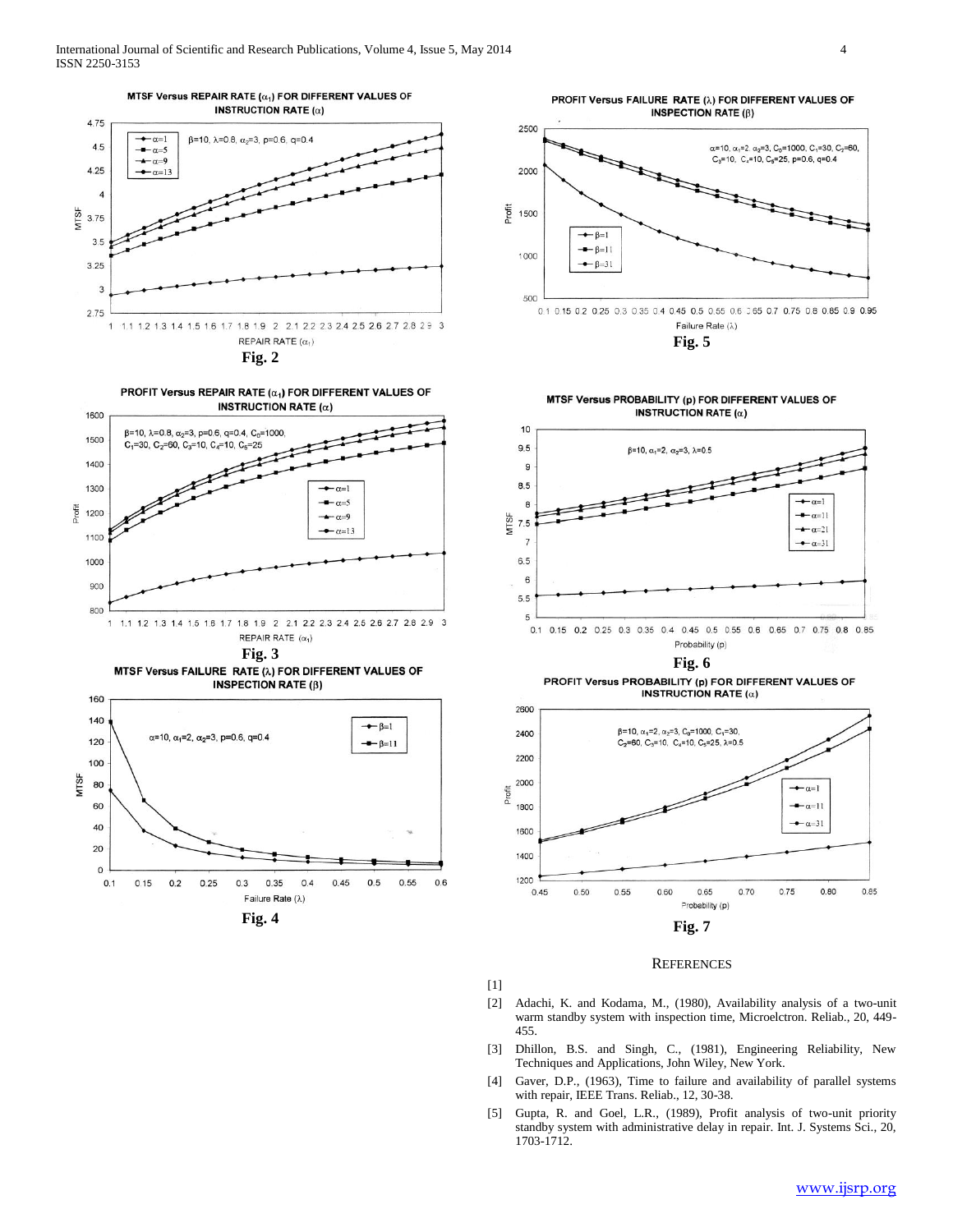**MTSF Versus REPAIR RATE ($\alpha_1$) FOR DIFFERENT VALUES OF INSTRUCTION RATE ($\alpha$)**

$\beta$=10, $\lambda$=0.8, $\alpha_2$=3, p=0.6, q=0.4

**Fig. 2**

**PROFIT Versus REPAIR RATE ($\alpha_1$) FOR DIFFERENT VALUES OF INSTRUCTION RATE ($\alpha$)**

$\beta$=10, $\lambda$=0.8, $\alpha_2$=3, p=0.6, q=0.4, $C_0$=1000, $C_1$=30, $C_2$=60, $C_3$=10, $C_4$=10, $C_5$=25

**Fig. 3**

**MTSF Versus FAILURE RATE ($\lambda$) FOR DIFFERENT VALUES OF INSPECTION RATE ($\beta$)**

$\alpha$=10, $\alpha_1$=2, $\alpha_2$=3, p=0.6, q=0.4

**Fig. 4**

**PROFIT Versus FAILURE RATE ($\lambda$) FOR DIFFERENT VALUES OF INSPECTION RATE ($\beta$)**

$\alpha$=10, $\alpha_1$=2, $\alpha_2$=3, $C_0$=1000, $C_1$=30, $C_2$=60, $C_3$=10, $C_4$=10, $C_5$=25, p=0.6, q=0.4

**Fig. 5**

**MTSF Versus PROBABILITY (p) FOR DIFFERENT VALUES OF INSTRUCTION RATE ($\alpha$)**

$\beta$=10, $\alpha_1$=2, $\alpha_2$=3, $\lambda$=0.5

**Fig. 6**

**PROFIT Versus PROBABILITY (p) FOR DIFFERENT VALUES OF INSTRUCTION RATE ($\alpha$)**

$\beta$=10, $\alpha_1$=2, $\alpha_2$=3, $C_0$=1000, $C_1$=30, $C_2$=60, $C_3$=10, $C_4$=10, $C_5$=25, $\lambda$=0.5

**Fig. 7**

## REFERENCES

[1]

[2] Adachi, K. and Kodama, M., (1980), Availability analysis of a two-unit warm standby system with inspection time, Microelctron. Reliab., 20, 449-455.

[3] Dhillon, B.S. and Singh, C., (1981), Engineering Reliability, New Techniques and Applications, John Wiley, New York.

[4] Gaver, D.P., (1963), Time to failure and availability of parallel systems with repair, IEEE Trans. Reliab., 12, 30-38.

[5] Gupta, R. and Goel, L.R., (1989), Profit analysis of two-unit priority standby system with administrative delay in repair. Int. J. Systems Sci., 20, 1703-1712.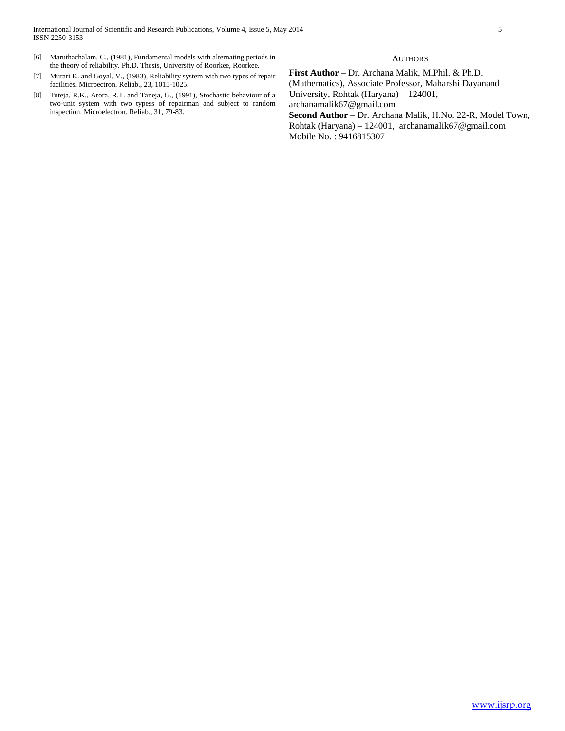[6] Maruthachalam, C., (1981), Fundamental models with alternating periods in the theory of reliability. Ph.D. Thesis, University of Roorkee, Roorkee.

[7] Murari K. and Goyal, V., (1983), Reliability system with two types of repair facilities. Microectron. Reliab., 23, 1015-1025.

[8] Tuteja, R.K., Arora, R.T. and Taneja, G., (1991), Stochastic behaviour of a two-unit system with two typess of repairman and subject to random inspection. Microelectron. Reliab., 31, 79-83.

## AUTHORS

**First Author** – Dr. Archana Malik, M.Phil. & Ph.D. (Mathematics), Associate Professor, Maharshi Dayanand University, Rohtak (Haryana) – 124001, archanamalik67@gmail.com

**Second Author** – Dr. Archana Malik, H.No. 22-R, Model Town, Rohtak (Haryana) – 124001, archanamalik67@gmail.com Mobile No. : 9416815307